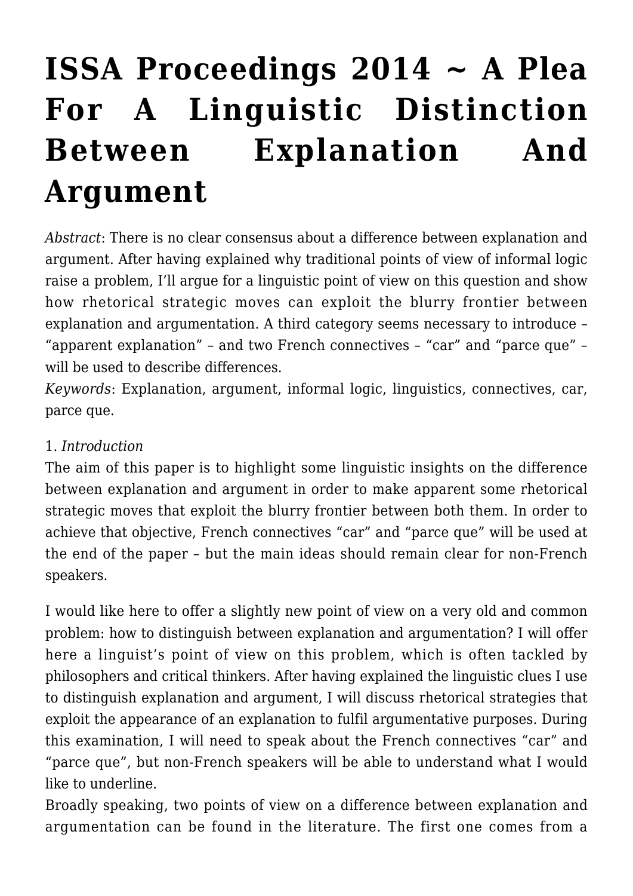# ISSA Proceedings 2014 ~ A Plea For A Linguistic Distinction Between Explanation And Argument

*Abstract*: There is no clear consensus about a difference between explanation and argument. After having explained why traditional points of view of informal logic raise a problem, I'll argue for a linguistic point of view on this question and show how rhetorical strategic moves can exploit the blurry frontier between explanation and argumentation. A third category seems necessary to introduce – "apparent explanation" – and two French connectives – "car" and "parce que" – will be used to describe differences.

*Keywords*: Explanation, argument, informal logic, linguistics, connectives, car, parce que.

1. *Introduction*

The aim of this paper is to highlight some linguistic insights on the difference between explanation and argument in order to make apparent some rhetorical strategic moves that exploit the blurry frontier between both them. In order to achieve that objective, French connectives "car" and "parce que" will be used at the end of the paper – but the main ideas should remain clear for non-French speakers.

I would like here to offer a slightly new point of view on a very old and common problem: how to distinguish between explanation and argumentation? I will offer here a linguist's point of view on this problem, which is often tackled by philosophers and critical thinkers. After having explained the linguistic clues I use to distinguish explanation and argument, I will discuss rhetorical strategies that exploit the appearance of an explanation to fulfil argumentative purposes. During this examination, I will need to speak about the French connectives "car" and "parce que", but non-French speakers will be able to understand what I would like to underline.

Broadly speaking, two points of view on a difference between explanation and argumentation can be found in the literature. The first one comes from a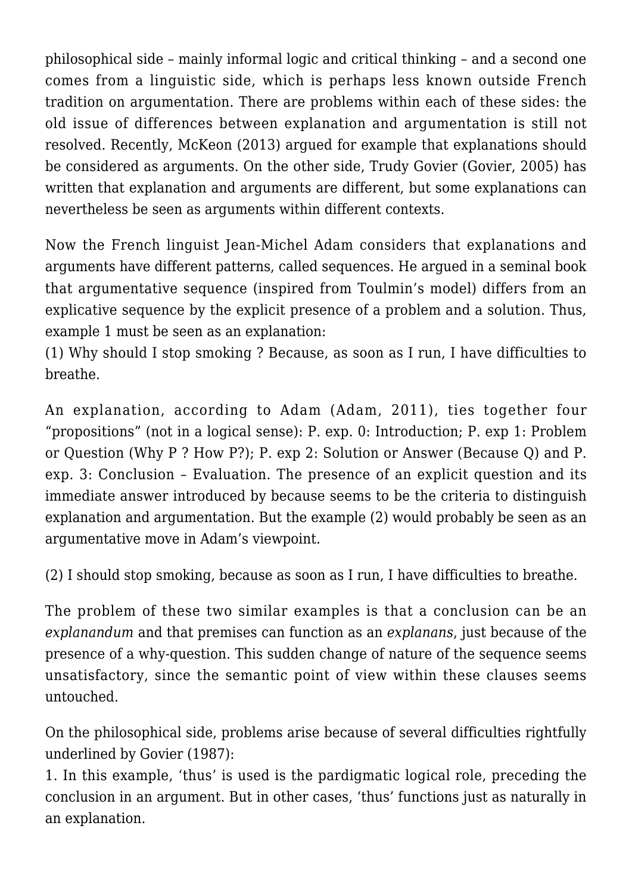philosophical side – mainly informal logic and critical thinking – and a second one comes from a linguistic side, which is perhaps less known outside French tradition on argumentation. There are problems within each of these sides: the old issue of differences between explanation and argumentation is still not resolved. Recently, McKeon (2013) argued for example that explanations should be considered as arguments. On the other side, Trudy Govier (Govier, 2005) has written that explanation and arguments are different, but some explanations can nevertheless be seen as arguments within different contexts.

Now the French linguist Jean-Michel Adam considers that explanations and arguments have different patterns, called sequences. He argued in a seminal book that argumentative sequence (inspired from Toulmin's model) differs from an explicative sequence by the explicit presence of a problem and a solution. Thus, example 1 must be seen as an explanation:
(1) Why should I stop smoking ? Because, as soon as I run, I have difficulties to breathe.

An explanation, according to Adam (Adam, 2011), ties together four "propositions" (not in a logical sense): P. exp. 0: Introduction; P. exp 1: Problem or Question (Why P ? How P?); P. exp 2: Solution or Answer (Because Q) and P. exp. 3: Conclusion – Evaluation. The presence of an explicit question and its immediate answer introduced by because seems to be the criteria to distinguish explanation and argumentation. But the example (2) would probably be seen as an argumentative move in Adam's viewpoint.

(2) I should stop smoking, because as soon as I run, I have difficulties to breathe.

The problem of these two similar examples is that a conclusion can be an *explanandum* and that premises can function as an *explanans*, just because of the presence of a why-question. This sudden change of nature of the sequence seems unsatisfactory, since the semantic point of view within these clauses seems untouched.

On the philosophical side, problems arise because of several difficulties rightfully underlined by Govier (1987):
1. In this example, 'thus' is used is the pardigmatic logical role, preceding the conclusion in an argument. But in other cases, 'thus' functions just as naturally in an explanation.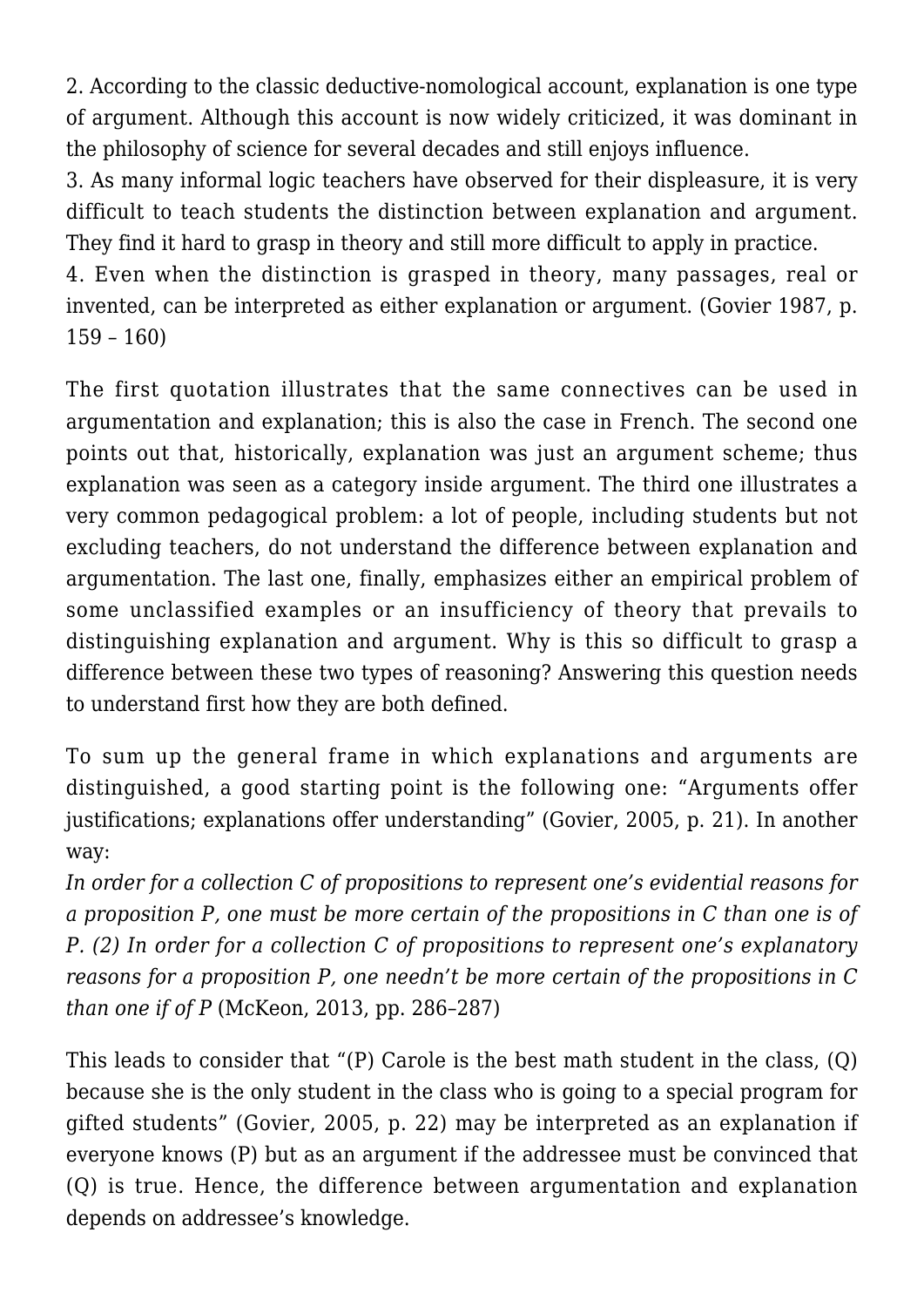2. According to the classic deductive-nomological account, explanation is one type of argument. Although this account is now widely criticized, it was dominant in the philosophy of science for several decades and still enjoys influence.
3. As many informal logic teachers have observed for their displeasure, it is very difficult to teach students the distinction between explanation and argument. They find it hard to grasp in theory and still more difficult to apply in practice.
4. Even when the distinction is grasped in theory, many passages, real or invented, can be interpreted as either explanation or argument. (Govier 1987, p. 159 – 160)

The first quotation illustrates that the same connectives can be used in argumentation and explanation; this is also the case in French. The second one points out that, historically, explanation was just an argument scheme; thus explanation was seen as a category inside argument. The third one illustrates a very common pedagogical problem: a lot of people, including students but not excluding teachers, do not understand the difference between explanation and argumentation. The last one, finally, emphasizes either an empirical problem of some unclassified examples or an insufficiency of theory that prevails to distinguishing explanation and argument. Why is this so difficult to grasp a difference between these two types of reasoning? Answering this question needs to understand first how they are both defined.

To sum up the general frame in which explanations and arguments are distinguished, a good starting point is the following one: "Arguments offer justifications; explanations offer understanding" (Govier, 2005, p. 21). In another way:
*In order for a collection C of propositions to represent one's evidential reasons for a proposition P, one must be more certain of the propositions in C than one is of P. (2) In order for a collection C of propositions to represent one's explanatory reasons for a proposition P, one needn't be more certain of the propositions in C than one if of P* (McKeon, 2013, pp. 286–287)

This leads to consider that "(P) Carole is the best math student in the class, (Q) because she is the only student in the class who is going to a special program for gifted students" (Govier, 2005, p. 22) may be interpreted as an explanation if everyone knows (P) but as an argument if the addressee must be convinced that (Q) is true. Hence, the difference between argumentation and explanation depends on addressee's knowledge.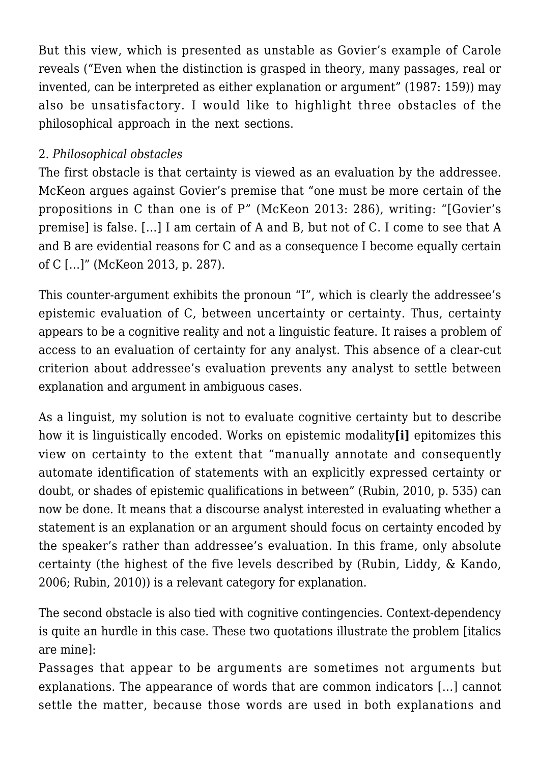But this view, which is presented as unstable as Govier's example of Carole reveals ("Even when the distinction is grasped in theory, many passages, real or invented, can be interpreted as either explanation or argument" (1987: 159)) may also be unsatisfactory. I would like to highlight three obstacles of the philosophical approach in the next sections.

2. *Philosophical obstacles*

The first obstacle is that certainty is viewed as an evaluation by the addressee. McKeon argues against Govier's premise that "one must be more certain of the propositions in C than one is of P" (McKeon 2013: 286), writing: "[Govier's premise] is false. […] I am certain of A and B, but not of C. I come to see that A and B are evidential reasons for C and as a consequence I become equally certain of C […]" (McKeon 2013, p. 287).

This counter-argument exhibits the pronoun "I", which is clearly the addressee's epistemic evaluation of C, between uncertainty or certainty. Thus, certainty appears to be a cognitive reality and not a linguistic feature. It raises a problem of access to an evaluation of certainty for any analyst. This absence of a clear-cut criterion about addressee's evaluation prevents any analyst to settle between explanation and argument in ambiguous cases.

As a linguist, my solution is not to evaluate cognitive certainty but to describe how it is linguistically encoded. Works on epistemic modality**[i]** epitomizes this view on certainty to the extent that "manually annotate and consequently automate identification of statements with an explicitly expressed certainty or doubt, or shades of epistemic qualifications in between" (Rubin, 2010, p. 535) can now be done. It means that a discourse analyst interested in evaluating whether a statement is an explanation or an argument should focus on certainty encoded by the speaker's rather than addressee's evaluation. In this frame, only absolute certainty (the highest of the five levels described by (Rubin, Liddy, & Kando, 2006; Rubin, 2010)) is a relevant category for explanation.

The second obstacle is also tied with cognitive contingencies. Context-dependency is quite an hurdle in this case. These two quotations illustrate the problem [italics are mine]:

Passages that appear to be arguments are sometimes not arguments but explanations. The appearance of words that are common indicators […] cannot settle the matter, because those words are used in both explanations and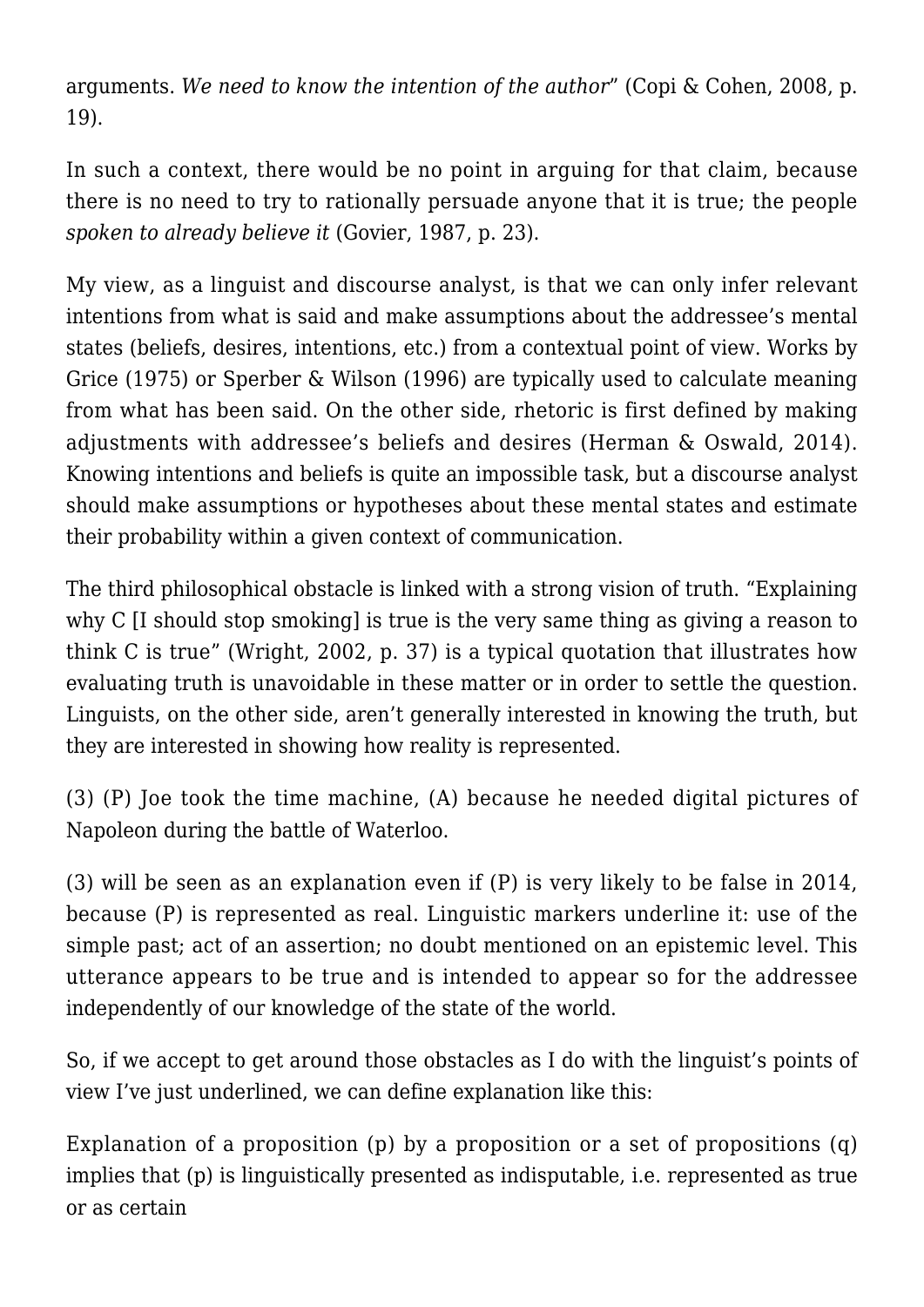arguments. *We need to know the intention of the author*" (Copi & Cohen, 2008, p. 19).

In such a context, there would be no point in arguing for that claim, because there is no need to try to rationally persuade anyone that it is true; the people *spoken to already believe it* (Govier, 1987, p. 23).

My view, as a linguist and discourse analyst, is that we can only infer relevant intentions from what is said and make assumptions about the addressee's mental states (beliefs, desires, intentions, etc.) from a contextual point of view. Works by Grice (1975) or Sperber & Wilson (1996) are typically used to calculate meaning from what has been said. On the other side, rhetoric is first defined by making adjustments with addressee's beliefs and desires (Herman & Oswald, 2014). Knowing intentions and beliefs is quite an impossible task, but a discourse analyst should make assumptions or hypotheses about these mental states and estimate their probability within a given context of communication.

The third philosophical obstacle is linked with a strong vision of truth. "Explaining why C [I should stop smoking] is true is the very same thing as giving a reason to think C is true" (Wright, 2002, p. 37) is a typical quotation that illustrates how evaluating truth is unavoidable in these matter or in order to settle the question. Linguists, on the other side, aren't generally interested in knowing the truth, but they are interested in showing how reality is represented.

(3) (P) Joe took the time machine, (A) because he needed digital pictures of Napoleon during the battle of Waterloo.

(3) will be seen as an explanation even if (P) is very likely to be false in 2014, because (P) is represented as real. Linguistic markers underline it: use of the simple past; act of an assertion; no doubt mentioned on an epistemic level. This utterance appears to be true and is intended to appear so for the addressee independently of our knowledge of the state of the world.

So, if we accept to get around those obstacles as I do with the linguist's points of view I've just underlined, we can define explanation like this:

Explanation of a proposition (p) by a proposition or a set of propositions (q) implies that (p) is linguistically presented as indisputable, i.e. represented as true or as certain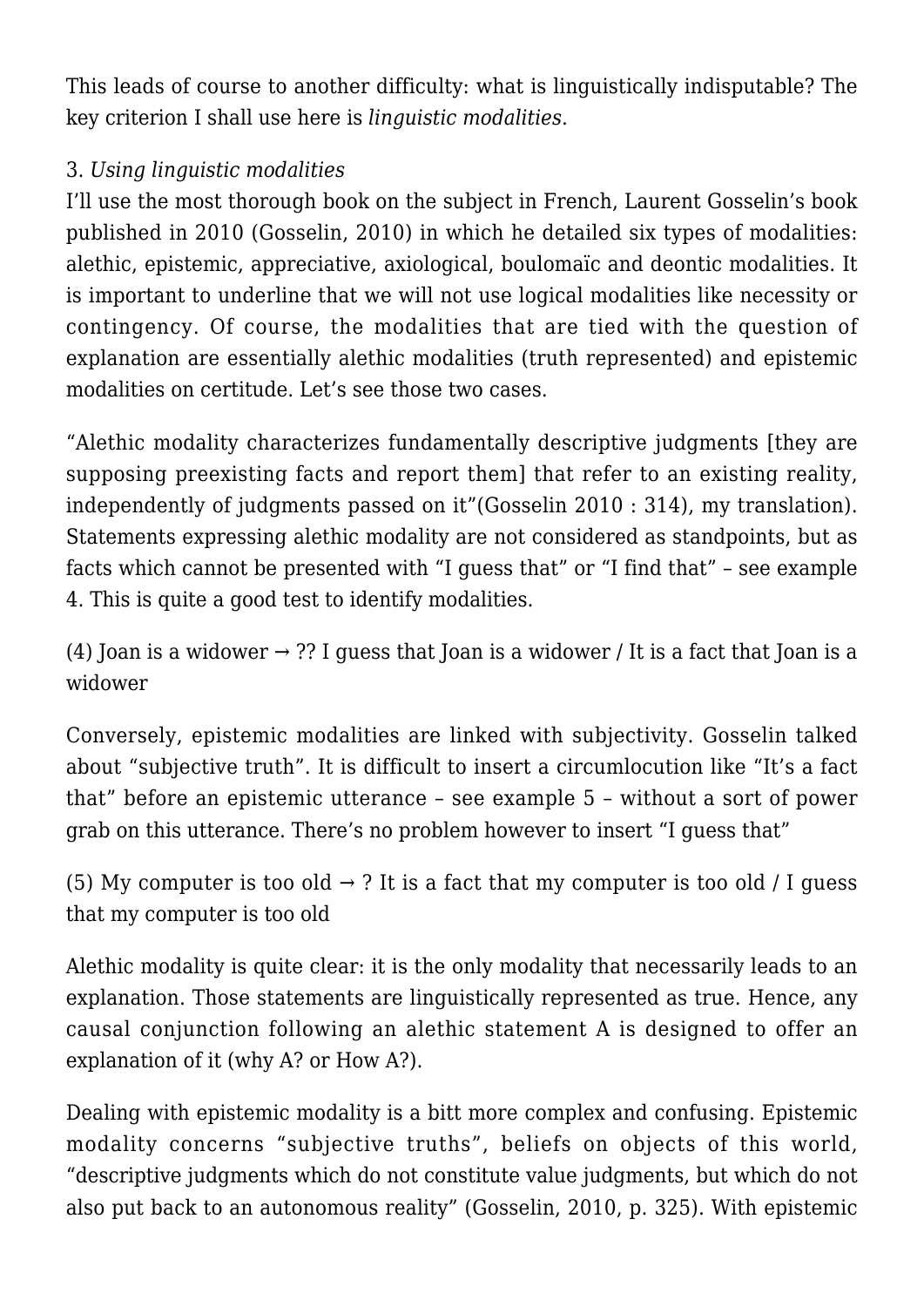This leads of course to another difficulty: what is linguistically indisputable? The key criterion I shall use here is *linguistic modalities*.

3. *Using linguistic modalities*

I'll use the most thorough book on the subject in French, Laurent Gosselin's book published in 2010 (Gosselin, 2010) in which he detailed six types of modalities: alethic, epistemic, appreciative, axiological, boulomaïc and deontic modalities. It is important to underline that we will not use logical modalities like necessity or contingency. Of course, the modalities that are tied with the question of explanation are essentially alethic modalities (truth represented) and epistemic modalities on certitude. Let's see those two cases.

"Alethic modality characterizes fundamentally descriptive judgments [they are supposing preexisting facts and report them] that refer to an existing reality, independently of judgments passed on it"(Gosselin 2010 : 314), my translation). Statements expressing alethic modality are not considered as standpoints, but as facts which cannot be presented with "I guess that" or "I find that" – see example 4. This is quite a good test to identify modalities.

(4) Joan is a widower → ?? I guess that Joan is a widower / It is a fact that Joan is a widower

Conversely, epistemic modalities are linked with subjectivity. Gosselin talked about "subjective truth". It is difficult to insert a circumlocution like "It's a fact that" before an epistemic utterance – see example 5 – without a sort of power grab on this utterance. There's no problem however to insert "I guess that"

(5) My computer is too old → ? It is a fact that my computer is too old / I guess that my computer is too old

Alethic modality is quite clear: it is the only modality that necessarily leads to an explanation. Those statements are linguistically represented as true. Hence, any causal conjunction following an alethic statement A is designed to offer an explanation of it (why A? or How A?).

Dealing with epistemic modality is a bitt more complex and confusing. Epistemic modality concerns "subjective truths", beliefs on objects of this world, "descriptive judgments which do not constitute value judgments, but which do not also put back to an autonomous reality" (Gosselin, 2010, p. 325). With epistemic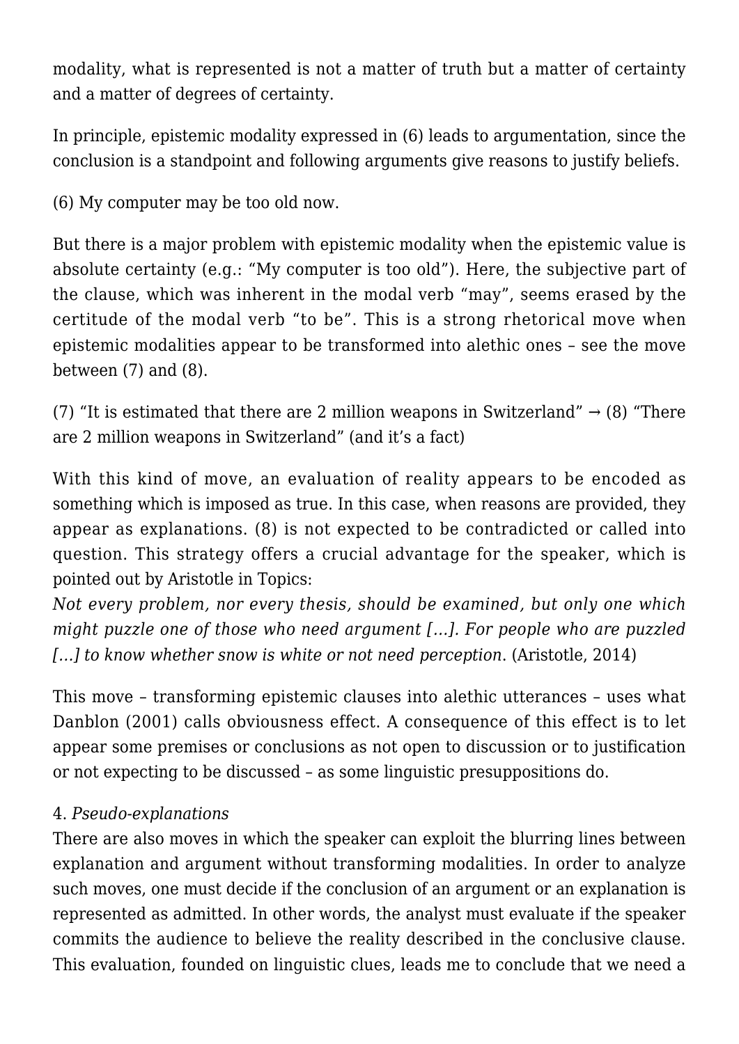modality, what is represented is not a matter of truth but a matter of certainty and a matter of degrees of certainty.

In principle, epistemic modality expressed in (6) leads to argumentation, since the conclusion is a standpoint and following arguments give reasons to justify beliefs.

(6) My computer may be too old now.

But there is a major problem with epistemic modality when the epistemic value is absolute certainty (e.g.: "My computer is too old"). Here, the subjective part of the clause, which was inherent in the modal verb "may", seems erased by the certitude of the modal verb "to be". This is a strong rhetorical move when epistemic modalities appear to be transformed into alethic ones – see the move between (7) and (8).

(7) "It is estimated that there are 2 million weapons in Switzerland" → (8) "There are 2 million weapons in Switzerland" (and it's a fact)

With this kind of move, an evaluation of reality appears to be encoded as something which is imposed as true. In this case, when reasons are provided, they appear as explanations. (8) is not expected to be contradicted or called into question. This strategy offers a crucial advantage for the speaker, which is pointed out by Aristotle in Topics:
*Not every problem, nor every thesis, should be examined, but only one which might puzzle one of those who need argument […]. For people who are puzzled […] to know whether snow is white or not need perception*. (Aristotle, 2014)

This move – transforming epistemic clauses into alethic utterances – uses what Danblon (2001) calls obviousness effect. A consequence of this effect is to let appear some premises or conclusions as not open to discussion or to justification or not expecting to be discussed – as some linguistic presuppositions do.

### 4. *Pseudo-explanations*

There are also moves in which the speaker can exploit the blurring lines between explanation and argument without transforming modalities. In order to analyze such moves, one must decide if the conclusion of an argument or an explanation is represented as admitted. In other words, the analyst must evaluate if the speaker commits the audience to believe the reality described in the conclusive clause. This evaluation, founded on linguistic clues, leads me to conclude that we need a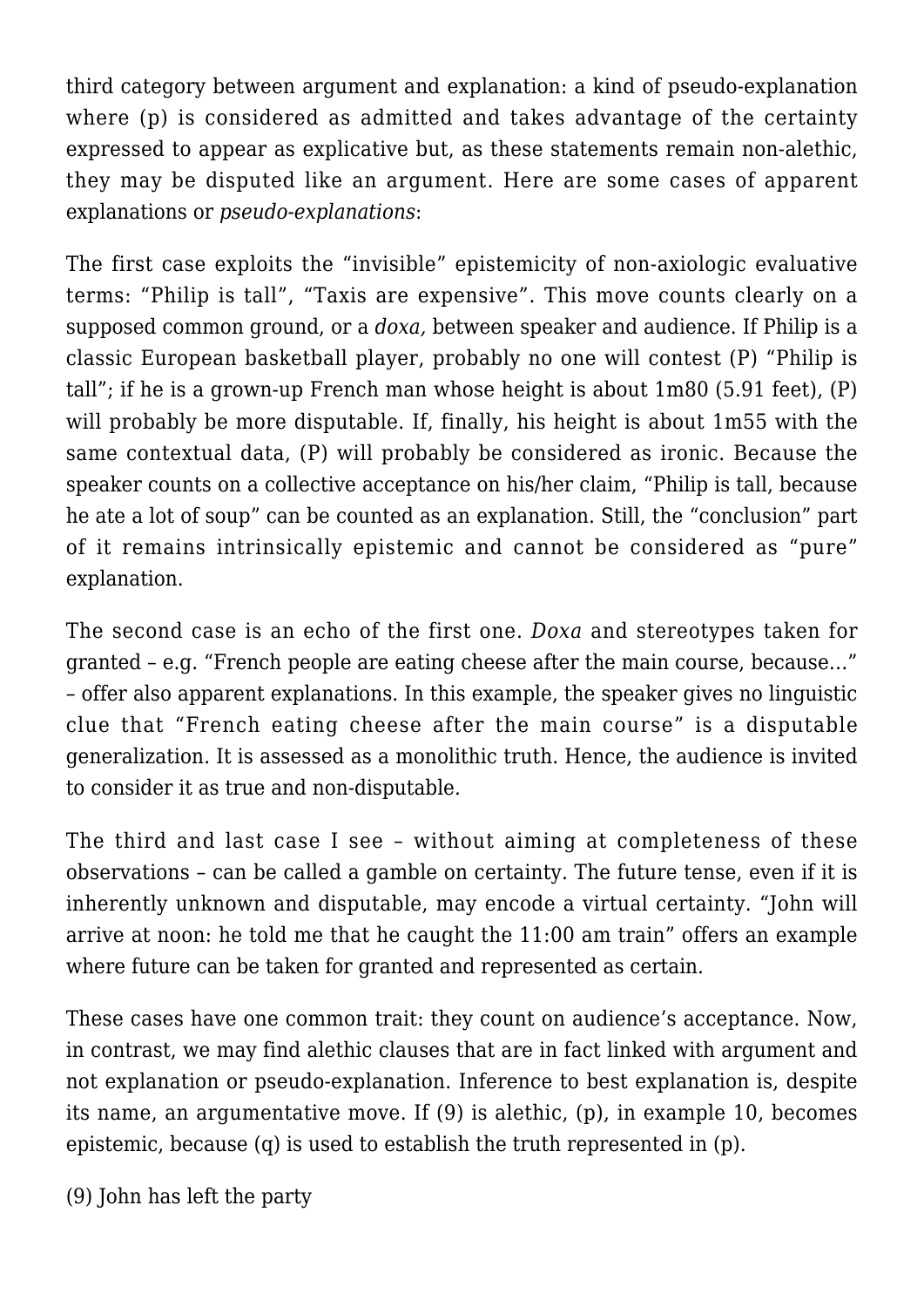third category between argument and explanation: a kind of pseudo-explanation where (p) is considered as admitted and takes advantage of the certainty expressed to appear as explicative but, as these statements remain non-alethic, they may be disputed like an argument. Here are some cases of apparent explanations or *pseudo-explanations*:

The first case exploits the "invisible" epistemicity of non-axiologic evaluative terms: "Philip is tall", "Taxis are expensive". This move counts clearly on a supposed common ground, or a *doxa,* between speaker and audience. If Philip is a classic European basketball player, probably no one will contest (P) "Philip is tall"; if he is a grown-up French man whose height is about 1m80 (5.91 feet), (P) will probably be more disputable. If, finally, his height is about 1m55 with the same contextual data, (P) will probably be considered as ironic. Because the speaker counts on a collective acceptance on his/her claim, "Philip is tall, because he ate a lot of soup" can be counted as an explanation. Still, the "conclusion" part of it remains intrinsically epistemic and cannot be considered as "pure" explanation.

The second case is an echo of the first one. *Doxa* and stereotypes taken for granted – e.g. "French people are eating cheese after the main course, because…" – offer also apparent explanations. In this example, the speaker gives no linguistic clue that "French eating cheese after the main course" is a disputable generalization. It is assessed as a monolithic truth. Hence, the audience is invited to consider it as true and non-disputable.

The third and last case I see – without aiming at completeness of these observations – can be called a gamble on certainty. The future tense, even if it is inherently unknown and disputable, may encode a virtual certainty. "John will arrive at noon: he told me that he caught the 11:00 am train" offers an example where future can be taken for granted and represented as certain.

These cases have one common trait: they count on audience's acceptance. Now, in contrast, we may find alethic clauses that are in fact linked with argument and not explanation or pseudo-explanation. Inference to best explanation is, despite its name, an argumentative move. If (9) is alethic, (p), in example 10, becomes epistemic, because (q) is used to establish the truth represented in (p).

(9) John has left the party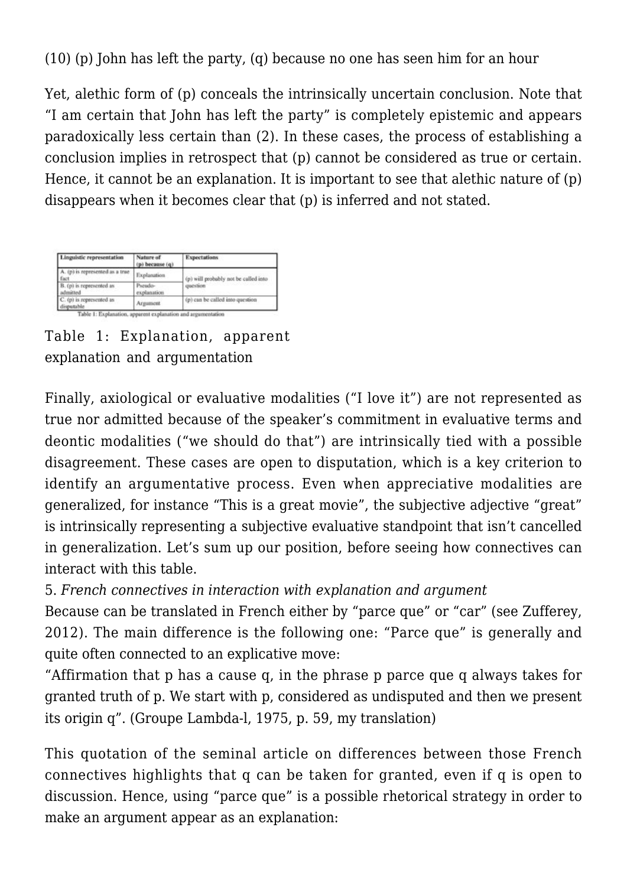(10) (p) John has left the party, (q) because no one has seen him for an hour

Yet, alethic form of (p) conceals the intrinsically uncertain conclusion. Note that "I am certain that John has left the party" is completely epistemic and appears paradoxically less certain than (2). In these cases, the process of establishing a conclusion implies in retrospect that (p) cannot be considered as true or certain. Hence, it cannot be an explanation. It is important to see that alethic nature of (p) disappears when it becomes clear that (p) is inferred and not stated.

| Linguistic representation | Nature of (p) because (q) | Expectations |
|---|---|---|
| A. (p) is represented as a true fact | Explanation | (p) will probably not be called into question |
| B. (p) is represented as admitted | Pseudo-explanation | |
| C. (p) is represented as disputable | Argument | (p) can be called into question |

Table 1: Explanation, apparent explanation and argumentation

Table 1: Explanation, apparent explanation and argumentation

Finally, axiological or evaluative modalities ("I love it") are not represented as true nor admitted because of the speaker's commitment in evaluative terms and deontic modalities ("we should do that") are intrinsically tied with a possible disagreement. These cases are open to disputation, which is a key criterion to identify an argumentative process. Even when appreciative modalities are generalized, for instance "This is a great movie", the subjective adjective "great" is intrinsically representing a subjective evaluative standpoint that isn't cancelled in generalization. Let's sum up our position, before seeing how connectives can interact with this table.

5. *French connectives in interaction with explanation and argument*

Because can be translated in French either by "parce que" or "car" (see Zufferey, 2012). The main difference is the following one: "Parce que" is generally and quite often connected to an explicative move:

"Affirmation that p has a cause q, in the phrase p parce que q always takes for granted truth of p. We start with p, considered as undisputed and then we present its origin q". (Groupe Lambda-l, 1975, p. 59, my translation)

This quotation of the seminal article on differences between those French connectives highlights that q can be taken for granted, even if q is open to discussion. Hence, using "parce que" is a possible rhetorical strategy in order to make an argument appear as an explanation: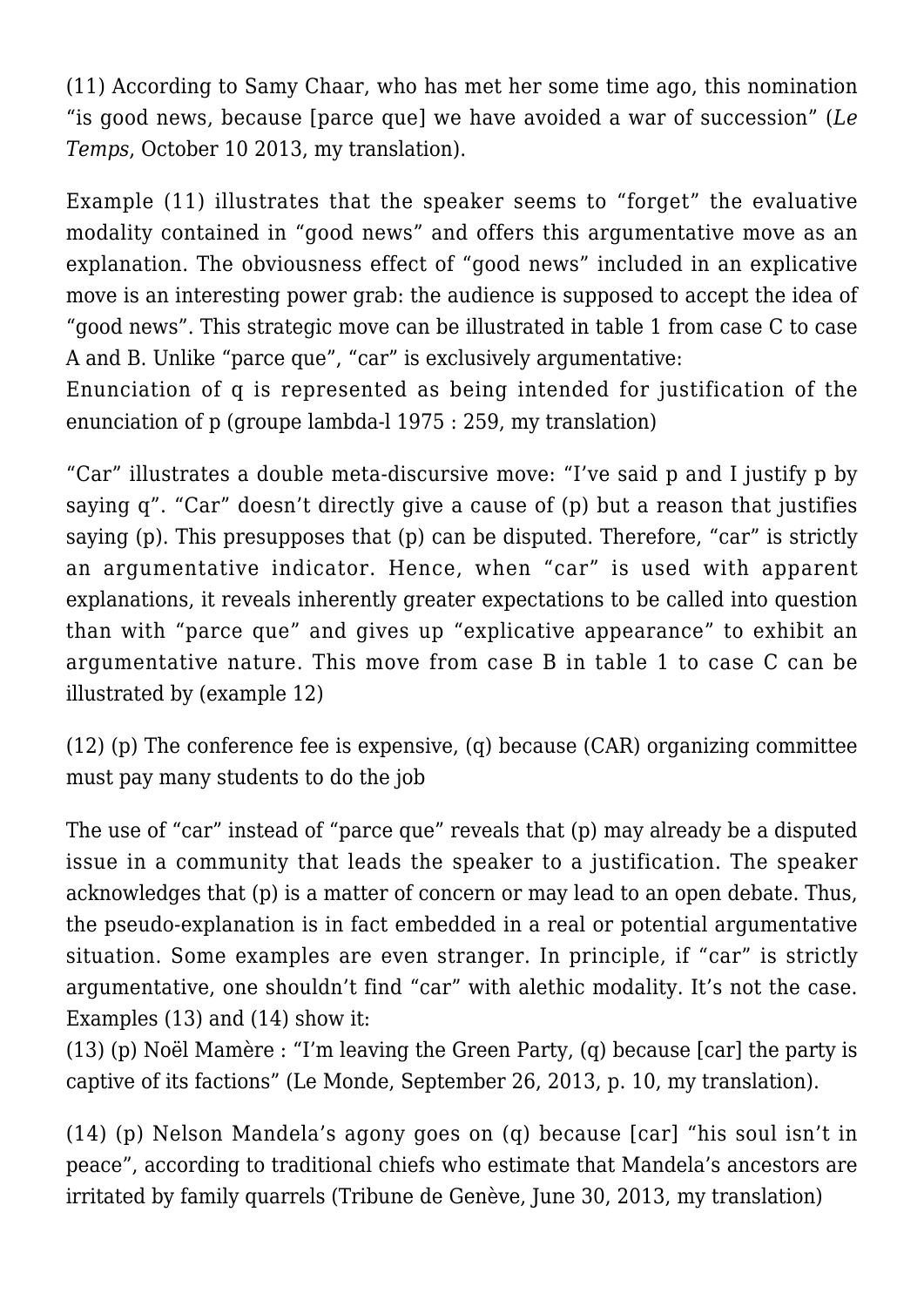(11) According to Samy Chaar, who has met her some time ago, this nomination "is good news, because [parce que] we have avoided a war of succession" (*Le Temps*, October 10 2013, my translation).

Example (11) illustrates that the speaker seems to "forget" the evaluative modality contained in "good news" and offers this argumentative move as an explanation. The obviousness effect of "good news" included in an explicative move is an interesting power grab: the audience is supposed to accept the idea of "good news". This strategic move can be illustrated in table 1 from case C to case A and B. Unlike "parce que", "car" is exclusively argumentative:

Enunciation of q is represented as being intended for justification of the enunciation of p (groupe lambda-l 1975 : 259, my translation)

"Car" illustrates a double meta-discursive move: "I've said p and I justify p by saying q". "Car" doesn't directly give a cause of (p) but a reason that justifies saying (p). This presupposes that (p) can be disputed. Therefore, "car" is strictly an argumentative indicator. Hence, when "car" is used with apparent explanations, it reveals inherently greater expectations to be called into question than with "parce que" and gives up "explicative appearance" to exhibit an argumentative nature. This move from case B in table 1 to case C can be illustrated by (example 12)

(12) (p) The conference fee is expensive, (q) because (CAR) organizing committee must pay many students to do the job

The use of "car" instead of "parce que" reveals that (p) may already be a disputed issue in a community that leads the speaker to a justification. The speaker acknowledges that (p) is a matter of concern or may lead to an open debate. Thus, the pseudo-explanation is in fact embedded in a real or potential argumentative situation. Some examples are even stranger. In principle, if "car" is strictly argumentative, one shouldn't find "car" with alethic modality. It's not the case. Examples (13) and (14) show it:

(13) (p) Noël Mamère : "I'm leaving the Green Party, (q) because [car] the party is captive of its factions" (Le Monde, September 26, 2013, p. 10, my translation).

(14) (p) Nelson Mandela's agony goes on (q) because [car] "his soul isn't in peace", according to traditional chiefs who estimate that Mandela's ancestors are irritated by family quarrels (Tribune de Genève, June 30, 2013, my translation)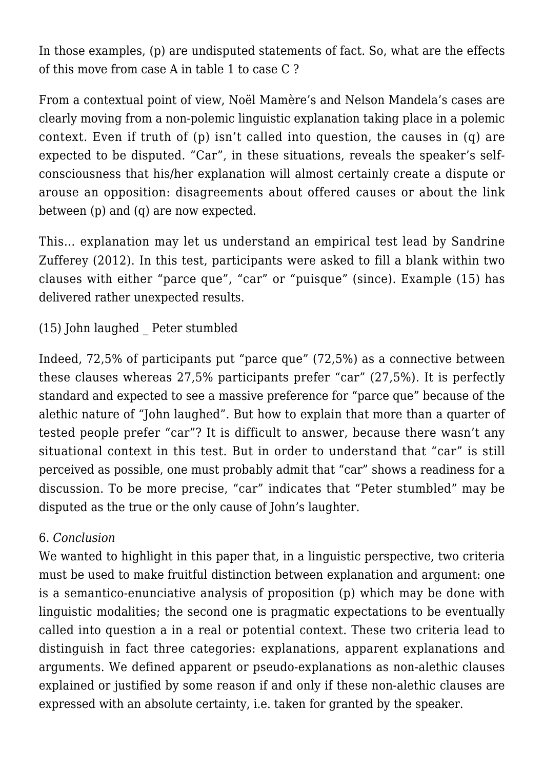In those examples, (p) are undisputed statements of fact. So, what are the effects of this move from case A in table 1 to case C ?

From a contextual point of view, Noël Mamère's and Nelson Mandela's cases are clearly moving from a non-polemic linguistic explanation taking place in a polemic context. Even if truth of (p) isn't called into question, the causes in (q) are expected to be disputed. "Car", in these situations, reveals the speaker's self-consciousness that his/her explanation will almost certainly create a dispute or arouse an opposition: disagreements about offered causes or about the link between (p) and (q) are now expected.

This… explanation may let us understand an empirical test lead by Sandrine Zufferey (2012). In this test, participants were asked to fill a blank within two clauses with either "parce que", "car" or "puisque" (since). Example (15) has delivered rather unexpected results.

(15) John laughed _ Peter stumbled

Indeed, 72,5% of participants put "parce que" (72,5%) as a connective between these clauses whereas 27,5% participants prefer "car" (27,5%). It is perfectly standard and expected to see a massive preference for "parce que" because of the alethic nature of "John laughed". But how to explain that more than a quarter of tested people prefer "car"? It is difficult to answer, because there wasn't any situational context in this test. But in order to understand that "car" is still perceived as possible, one must probably admit that "car" shows a readiness for a discussion. To be more precise, "car" indicates that "Peter stumbled" may be disputed as the true or the only cause of John's laughter.

## 6. *Conclusion*

We wanted to highlight in this paper that, in a linguistic perspective, two criteria must be used to make fruitful distinction between explanation and argument: one is a semantico-enunciative analysis of proposition (p) which may be done with linguistic modalities; the second one is pragmatic expectations to be eventually called into question a in a real or potential context. These two criteria lead to distinguish in fact three categories: explanations, apparent explanations and arguments. We defined apparent or pseudo-explanations as non-alethic clauses explained or justified by some reason if and only if these non-alethic clauses are expressed with an absolute certainty, i.e. taken for granted by the speaker.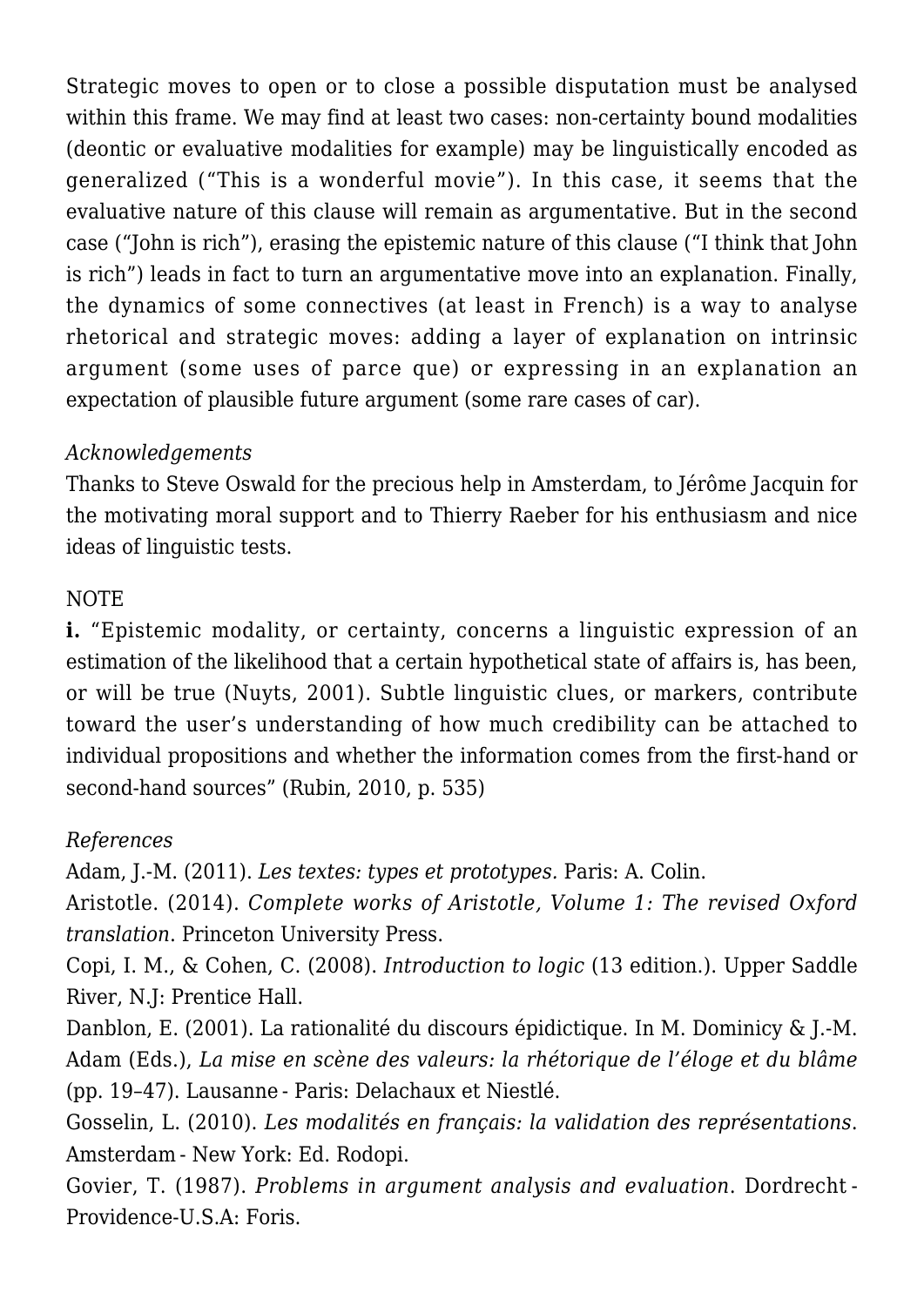Strategic moves to open or to close a possible disputation must be analysed within this frame. We may find at least two cases: non-certainty bound modalities (deontic or evaluative modalities for example) may be linguistically encoded as generalized ("This is a wonderful movie"). In this case, it seems that the evaluative nature of this clause will remain as argumentative. But in the second case ("John is rich"), erasing the epistemic nature of this clause ("I think that John is rich") leads in fact to turn an argumentative move into an explanation. Finally, the dynamics of some connectives (at least in French) is a way to analyse rhetorical and strategic moves: adding a layer of explanation on intrinsic argument (some uses of parce que) or expressing in an explanation an expectation of plausible future argument (some rare cases of car).

*Acknowledgements*
Thanks to Steve Oswald for the precious help in Amsterdam, to Jérôme Jacquin for the motivating moral support and to Thierry Raeber for his enthusiasm and nice ideas of linguistic tests.

NOTE
**i.** "Epistemic modality, or certainty, concerns a linguistic expression of an estimation of the likelihood that a certain hypothetical state of affairs is, has been, or will be true (Nuyts, 2001). Subtle linguistic clues, or markers, contribute toward the user's understanding of how much credibility can be attached to individual propositions and whether the information comes from the first-hand or second-hand sources" (Rubin, 2010, p. 535)

*References*
Adam, J.-M. (2011). *Les textes: types et prototypes.* Paris: A. Colin.
Aristotle. (2014). *Complete works of Aristotle, Volume 1: The revised Oxford translation*. Princeton University Press.
Copi, I. M., & Cohen, C. (2008). *Introduction to logic* (13 edition.). Upper Saddle River, N.J: Prentice Hall.
Danblon, E. (2001). La rationalité du discours épidictique. In M. Dominicy & J.-M. Adam (Eds.), *La mise en scène des valeurs: la rhétorique de l'éloge et du blâme* (pp. 19–47). Lausanne - Paris: Delachaux et Niestlé.
Gosselin, L. (2010). *Les modalités en français: la validation des représentations*. Amsterdam - New York: Ed. Rodopi.
Govier, T. (1987). *Problems in argument analysis and evaluation*. Dordrecht - Providence-U.S.A: Foris.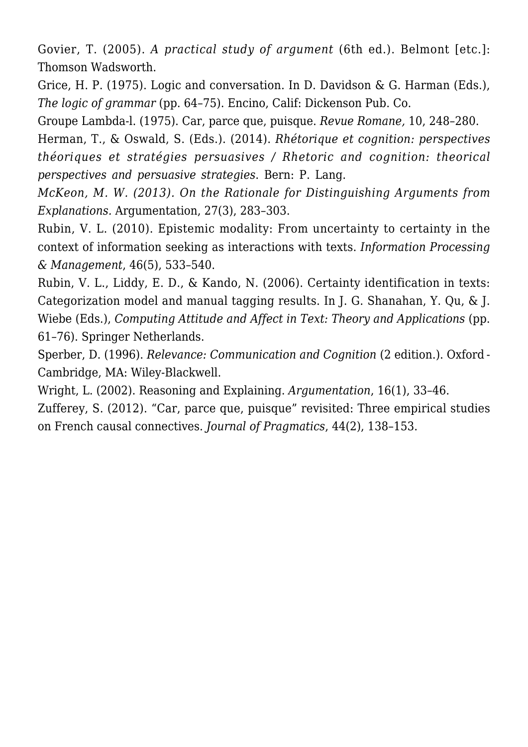Govier, T. (2005). *A practical study of argument* (6th ed.). Belmont [etc.]: Thomson Wadsworth.

Grice, H. P. (1975). Logic and conversation. In D. Davidson & G. Harman (Eds.), *The logic of grammar* (pp. 64–75). Encino, Calif: Dickenson Pub. Co.

Groupe Lambda-l. (1975). Car, parce que, puisque. *Revue Romane,* 10, 248–280.

Herman, T., & Oswald, S. (Eds.). (2014). *Rhétorique et cognition: perspectives théoriques et stratégies persuasives / Rhetoric and cognition: theorical perspectives and persuasive strategies*. Bern: P. Lang.

*McKeon, M. W. (2013). On the Rationale for Distinguishing Arguments from Explanations.* Argumentation, 27(3), 283–303.

Rubin, V. L. (2010). Epistemic modality: From uncertainty to certainty in the context of information seeking as interactions with texts. *Information Processing & Management*, 46(5), 533–540.

Rubin, V. L., Liddy, E. D., & Kando, N. (2006). Certainty identification in texts: Categorization model and manual tagging results. In J. G. Shanahan, Y. Qu, & J. Wiebe (Eds.), *Computing Attitude and Affect in Text: Theory and Applications* (pp. 61–76). Springer Netherlands.

Sperber, D. (1996). *Relevance: Communication and Cognition* (2 edition.). Oxford - Cambridge, MA: Wiley-Blackwell.

Wright, L. (2002). Reasoning and Explaining. *Argumentation*, 16(1), 33–46.

Zufferey, S. (2012). "Car, parce que, puisque" revisited: Three empirical studies on French causal connectives. *Journal of Pragmatics*, 44(2), 138–153.